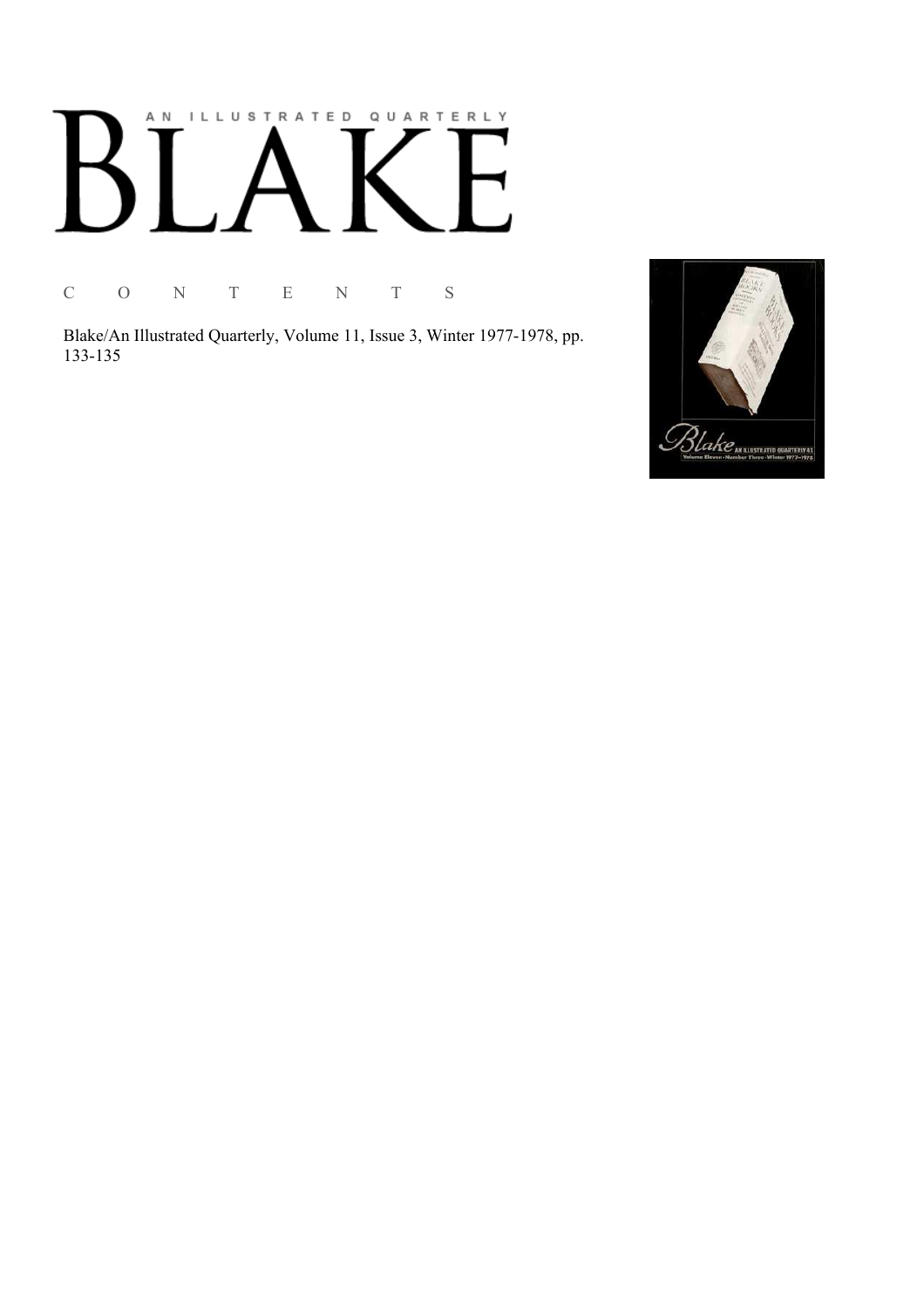# AN ILLUSTRATED QUARTERLY BLAKE

C O N T E N T S

Blake/An Illustrated Quarterly, Volume 11, Issue 3, Winter 1977-1978, pp. 133-135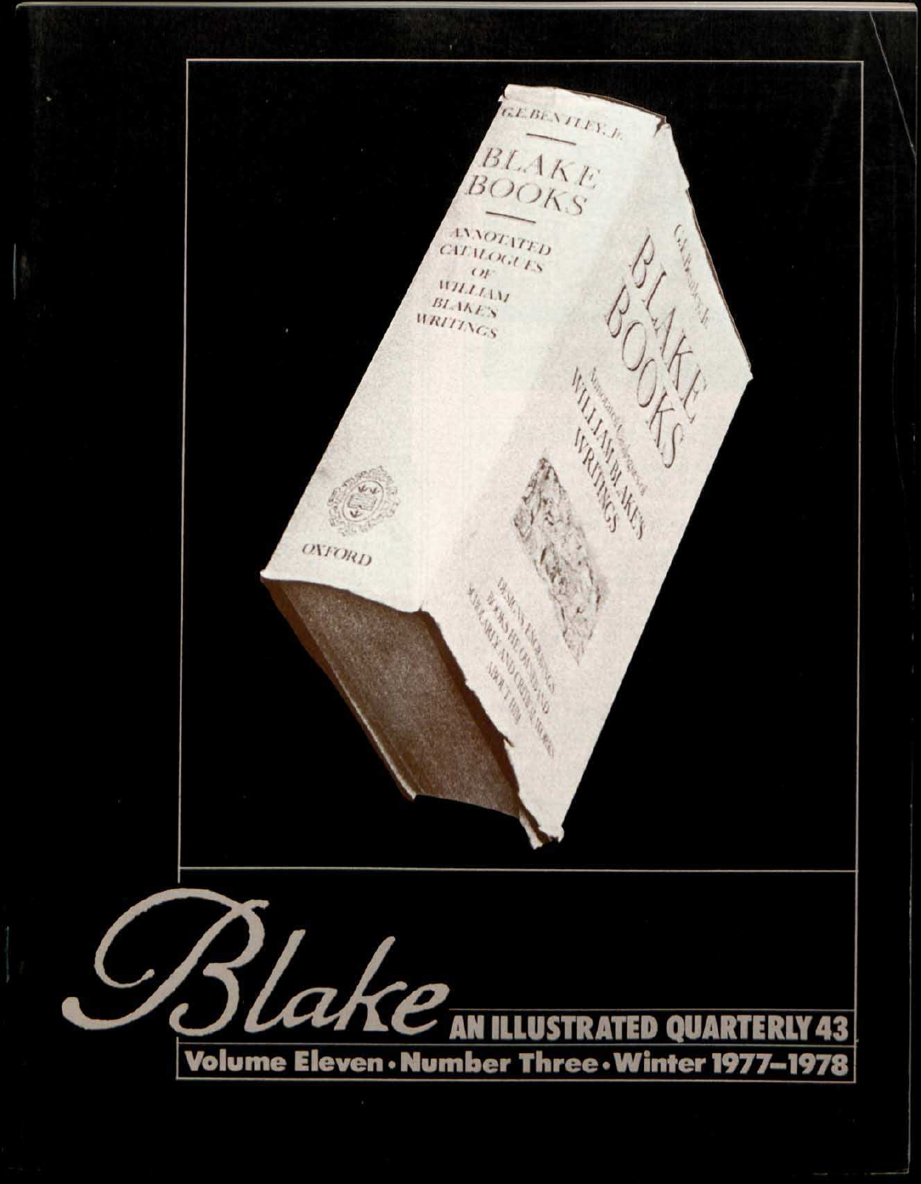*Blake* AN ILLUSTRATED QUARTERLY 43

Volume Eleven • Number Three • Winter 1977–1978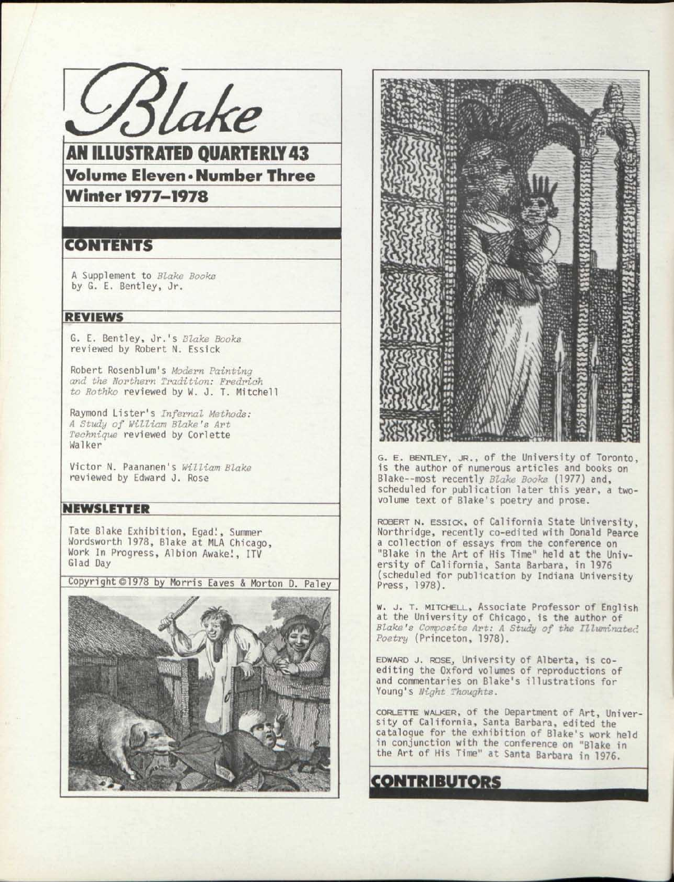# Blake

## AN ILLUSTRATED QUARTERLY 43

## Volume Eleven • Number Three

## Winter 1977–1978

## CONTENTS

A Supplement to *Blake Books* by G. E. Bentley, Jr.

### REVIEWS

G. E. Bentley, Jr.'s *Blake Books* reviewed by Robert N. Essick

Robert Rosenblum's *Modern Painting and the Northern Tradition: Fredrich to Rothko* reviewed by W. J. T. Mitchell

Raymond Lister's *Infernal Methods: A Study of William Blake's Art Technique* reviewed by Corlette Walker

Victor N. Paananen's *William Blake* reviewed by Edward J. Rose

### NEWSLETTER

Tate Blake Exhibition, Egad!, Summer Wordsworth 1978, Blake at MLA Chicago, Work In Progress, Albion Awake!, ITV Glad Day

Copyright ©1978 by Morris Eaves & Morton D. Paley

G. E. BENTLEY, JR., of the University of Toronto, is the author of numerous articles and books on Blake--most recently *Blake Books* (1977) and, scheduled for publication later this year, a two-volume text of Blake's poetry and prose.

ROBERT N. ESSICK, of California State University, Northridge, recently co-edited with Donald Pearce a collection of essays from the conference on "Blake in the Art of His Time" held at the University of California, Santa Barbara, in 1976 (scheduled for publication by Indiana University Press, 1978).

W. J. T. MITCHELL, Associate Professor of English at the University of Chicago, is the author of *Blake's Composite Art: A Study of the Illuminated Poetry* (Princeton, 1978).

EDWARD J. ROSE, University of Alberta, is co-editing the Oxford volumes of reproductions of and commentaries on Blake's illustrations for Young's *Night Thoughts*.

CORLETTE WALKER, of the Department of Art, University of California, Santa Barbara, edited the catalogue for the exhibition of Blake's work held in conjunction with the conference on "Blake in the Art of His Time" at Santa Barbara in 1976.

## CONTRIBUTORS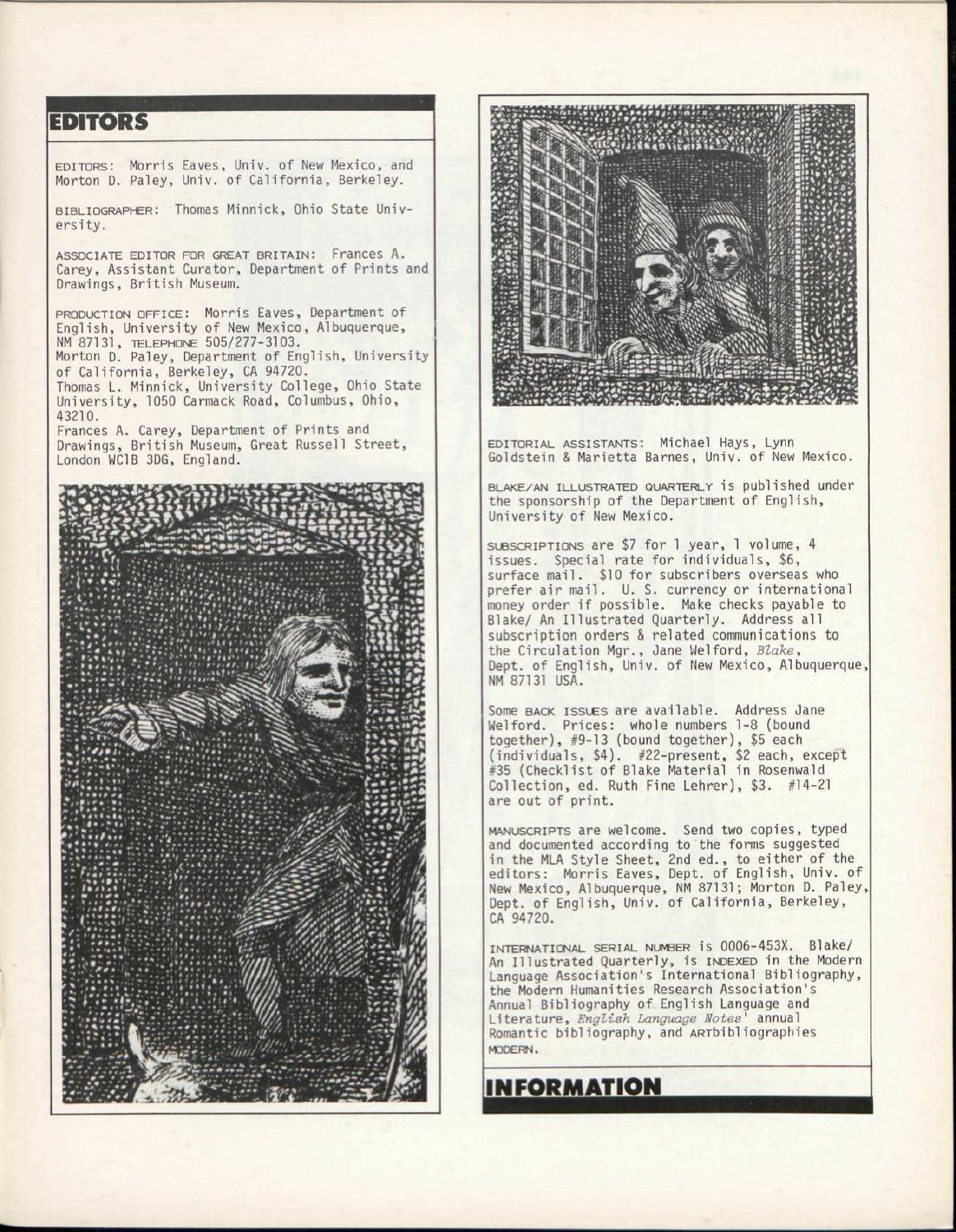## EDITORS

EDITORS: Morris Eaves, Univ. of New Mexico, and Morton D. Paley, Univ. of California, Berkeley.

BIBLIOGRAPHER: Thomas Minnick, Ohio State University.

ASSOCIATE EDITOR FOR GREAT BRITAIN: Frances A. Carey, Assistant Curator, Department of Prints and Drawings, British Museum.

PRODUCTION OFFICE: Morris Eaves, Department of English, University of New Mexico, Albuquerque, NM 87131, TELEPHONE 505/277-3103.
Morton D. Paley, Department of English, University of California, Berkeley, CA 94720.
Thomas L. Minnick, University College, Ohio State University, 1050 Carmack Road, Columbus, Ohio, 43210.
Frances A. Carey, Department of Prints and Drawings, British Museum, Great Russell Street, London WC1B 3DG, England.

EDITORIAL ASSISTANTS: Michael Hays, Lynn Goldstein & Marietta Barnes, Univ. of New Mexico.

BLAKE/AN ILLUSTRATED QUARTERLY is published under the sponsorship of the Department of English, University of New Mexico.

SUBSCRIPTIONS are $7 for 1 year, 1 volume, 4 issues. Special rate for individuals, $6, surface mail. $10 for subscribers overseas who prefer air mail. U. S. currency or international money order if possible. Make checks payable to Blake/ An Illustrated Quarterly. Address all subscription orders & related communications to the Circulation Mgr., Jane Welford, *Blake*, Dept. of English, Univ. of New Mexico, Albuquerque, NM 87131 USA.

Some BACK ISSUES are available. Address Jane Welford. Prices: whole numbers 1-8 (bound together), #9-13 (bound together), $5 each (individuals, $4). #22-present, $2 each, except #35 (Checklist of Blake Material in Rosenwald Collection, ed. Ruth Fine Lehrer), $3. #14-21 are out of print.

MANUSCRIPTS are welcome. Send two copies, typed and documented according to the forms suggested in the MLA Style Sheet, 2nd ed., to either of the editors: Morris Eaves, Dept. of English, Univ. of New Mexico, Albuquerque, NM 87131; Morton D. Paley, Dept. of English, Univ. of California, Berkeley, CA 94720.

INTERNATIONAL SERIAL NUMBER is 0006-453X. Blake/ An Illustrated Quarterly, is INDEXED in the Modern Language Association's International Bibliography, the Modern Humanities Research Association's Annual Bibliography of English Language and Literature, *English Language Notes*' annual Romantic bibliography, and ARTbibliographies MODERN.

## INFORMATION